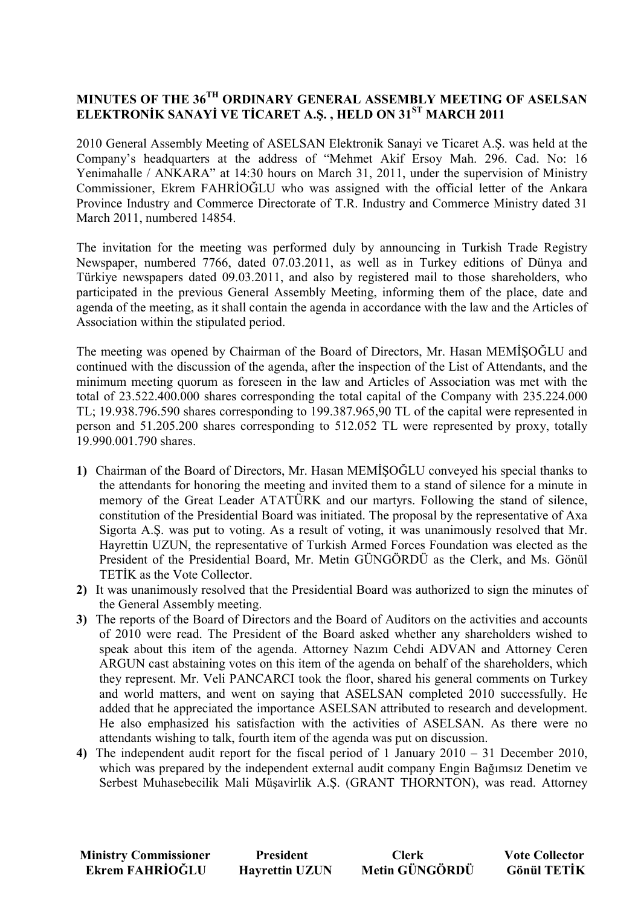# MINUTES OF THE 36TH ORDINARY GENERAL ASSEMBLY MEETING OF ASELSAN ELEKTRONİK SANAYİ VE TİCARET A.Ş. , HELD ON 31ST MARCH 2011

2010 General Assembly Meeting of ASELSAN Elektronik Sanayi ve Ticaret A.Ş. was held at the Company's headquarters at the address of "Mehmet Akif Ersoy Mah. 296. Cad. No: 16 Yenimahalle / ANKARA" at 14:30 hours on March 31, 2011, under the supervision of Ministry Commissioner, Ekrem FAHRİOĞLU who was assigned with the official letter of the Ankara Province Industry and Commerce Directorate of T.R. Industry and Commerce Ministry dated 31 March 2011, numbered 14854.

The invitation for the meeting was performed duly by announcing in Turkish Trade Registry Newspaper, numbered 7766, dated 07.03.2011, as well as in Turkey editions of Dünya and Türkiye newspapers dated 09.03.2011, and also by registered mail to those shareholders, who participated in the previous General Assembly Meeting, informing them of the place, date and agenda of the meeting, as it shall contain the agenda in accordance with the law and the Articles of Association within the stipulated period.

The meeting was opened by Chairman of the Board of Directors, Mr. Hasan MEMİŞOĞLU and continued with the discussion of the agenda, after the inspection of the List of Attendants, and the minimum meeting quorum as foreseen in the law and Articles of Association was met with the total of 23.522.400.000 shares corresponding the total capital of the Company with 235.224.000 TL; 19.938.796.590 shares corresponding to 199.387.965,90 TL of the capital were represented in person and 51.205.200 shares corresponding to 512.052 TL were represented by proxy, totally 19.990.001.790 shares.

1) Chairman of the Board of Directors, Mr. Hasan MEMİŞOĞLU conveyed his special thanks to the attendants for honoring the meeting and invited them to a stand of silence for a minute in memory of the Great Leader ATATÜRK and our martyrs. Following the stand of silence, constitution of the Presidential Board was initiated. The proposal by the representative of Axa Sigorta A.Ş. was put to voting. As a result of voting, it was unanimously resolved that Mr. Hayrettin UZUN, the representative of Turkish Armed Forces Foundation was elected as the President of the Presidential Board, Mr. Metin GÜNGÖRDÜ as the Clerk, and Ms. Gönül TETİK as the Vote Collector.
2) It was unanimously resolved that the Presidential Board was authorized to sign the minutes of the General Assembly meeting.
3) The reports of the Board of Directors and the Board of Auditors on the activities and accounts of 2010 were read. The President of the Board asked whether any shareholders wished to speak about this item of the agenda. Attorney Nazım Cehdi ADVAN and Attorney Ceren ARGUN cast abstaining votes on this item of the agenda on behalf of the shareholders, which they represent. Mr. Veli PANCARCI took the floor, shared his general comments on Turkey and world matters, and went on saying that ASELSAN completed 2010 successfully. He added that he appreciated the importance ASELSAN attributed to research and development. He also emphasized his satisfaction with the activities of ASELSAN. As there were no attendants wishing to talk, fourth item of the agenda was put on discussion.
4) The independent audit report for the fiscal period of 1 January 2010 – 31 December 2010, which was prepared by the independent external audit company Engin Bağımsız Denetim ve Serbest Muhasebecilik Mali Müşavirlik A.Ş. (GRANT THORNTON), was read. Attorney

| Ministry Commissioner | President | Clerk | Vote Collector |
|---|---|---|---|
| Ekrem FAHRİOĞLU | Hayrettin UZUN | Metin GÜNGÖRDÜ | Gönül TETİK |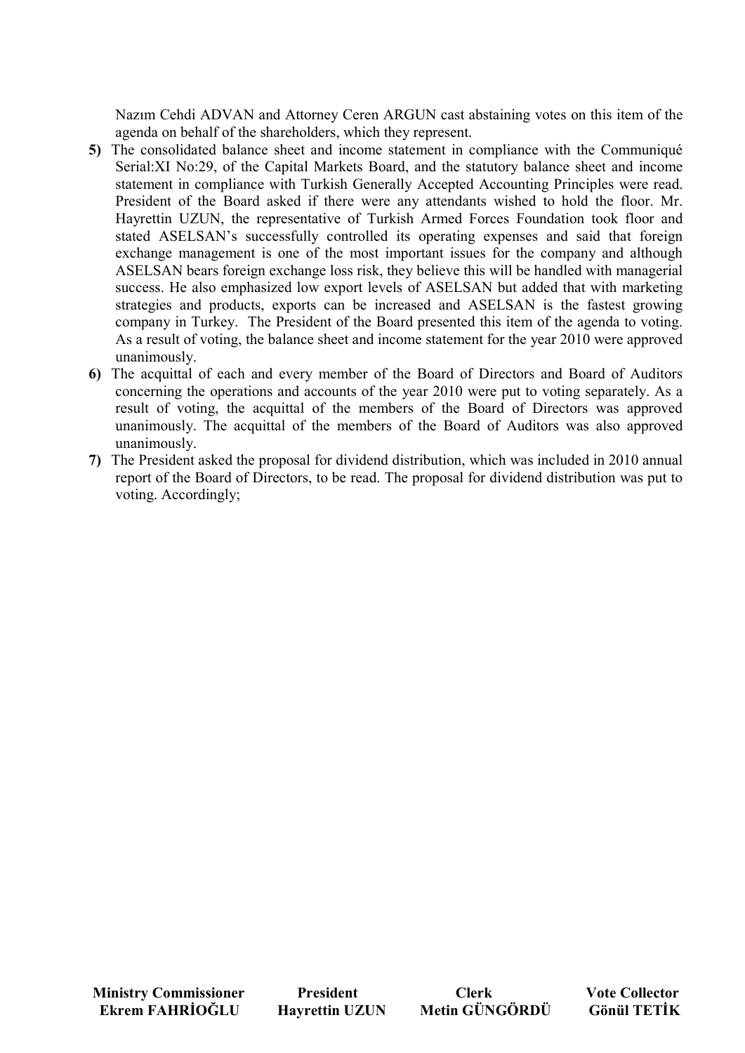Nazım Cehdi ADVAN and Attorney Ceren ARGUN cast abstaining votes on this item of the agenda on behalf of the shareholders, which they represent.

**5)** The consolidated balance sheet and income statement in compliance with the Communiqué Serial:XI No:29, of the Capital Markets Board, and the statutory balance sheet and income statement in compliance with Turkish Generally Accepted Accounting Principles were read. President of the Board asked if there were any attendants wished to hold the floor. Mr. Hayrettin UZUN, the representative of Turkish Armed Forces Foundation took floor and stated ASELSAN's successfully controlled its operating expenses and said that foreign exchange management is one of the most important issues for the company and although ASELSAN bears foreign exchange loss risk, they believe this will be handled with managerial success. He also emphasized low export levels of ASELSAN but added that with marketing strategies and products, exports can be increased and ASELSAN is the fastest growing company in Turkey. The President of the Board presented this item of the agenda to voting. As a result of voting, the balance sheet and income statement for the year 2010 were approved unanimously.

**6)** The acquittal of each and every member of the Board of Directors and Board of Auditors concerning the operations and accounts of the year 2010 were put to voting separately. As a result of voting, the acquittal of the members of the Board of Directors was approved unanimously. The acquittal of the members of the Board of Auditors was also approved unanimously.

**7)** The President asked the proposal for dividend distribution, which was included in 2010 annual report of the Board of Directors, to be read. The proposal for dividend distribution was put to voting. Accordingly;

| **Ministry Commissioner** | **President** | **Clerk** | **Vote Collector** |
|---|---|---|---|
| **Ekrem FAHRİOĞLU** | **Hayrettin UZUN** | **Metin GÜNGÖRDÜ** | **Gönül TETİK** |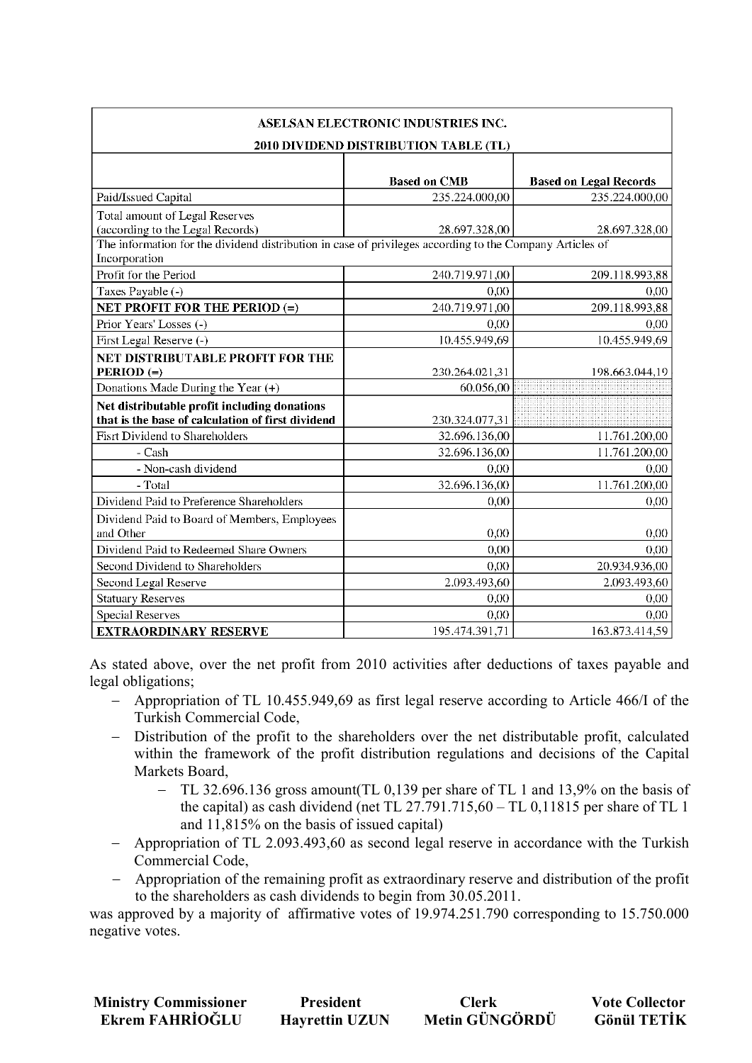| ASELSAN ELECTRONIC INDUSTRIES INC. | | |
|---|---|---|
| **2010 DIVIDEND DISTRIBUTION TABLE (TL)** | | |
| | **Based on CMB** | **Based on Legal Records** |
| Paid/Issued Capital | 235.224.000,00 | 235.224.000,00 |
| Total amount of Legal Reserves (according to the Legal Records) | 28.697.328,00 | 28.697.328,00 |
| The information for the dividend distribution in case of privileges according to the Company Articles of Incorporation | | |
| Profit for the Period | 240.719.971,00 | 209.118.993,88 |
| Taxes Payable (-) | 0,00 | 0,00 |
| **NET PROFIT FOR THE PERIOD (=)** | 240.719.971,00 | 209.118.993,88 |
| Prior Years' Losses (-) | 0,00 | 0,00 |
| First Legal Reserve (-) | 10.455.949,69 | 10.455.949,69 |
| **NET DISTRIBUTABLE PROFIT FOR THE PERIOD (=)** | 230.264.021,31 | 198.663.044,19 |
| Donations Made During the Year (+) | 60.056,00 | |
| **Net distributable profit including donations that is the base of calculation of first dividend** | 230.324.077,31 | |
| Fisrt Dividend to Shareholders | 32.696.136,00 | 11.761.200,00 |
| - Cash | 32.696.136,00 | 11.761.200,00 |
| - Non-cash dividend | 0,00 | 0,00 |
| - Total | 32.696.136,00 | 11.761.200,00 |
| Dividend Paid to Preference Shareholders | 0,00 | 0,00 |
| Dividend Paid to Board of Members, Employees and Other | 0,00 | 0,00 |
| Dividend Paid to Redeemed Share Owners | 0,00 | 0,00 |
| Second Dividend to Shareholders | 0,00 | 20.934.936,00 |
| Second Legal Reserve | 2.093.493,60 | 2.093.493,60 |
| Statuary Reserves | 0,00 | 0,00 |
| Special Reserves | 0,00 | 0,00 |
| **EXTRAORDINARY RESERVE** | 195.474.391,71 | 163.873.414,59 |

As stated above, over the net profit from 2010 activities after deductions of taxes payable and legal obligations;

- Appropriation of TL 10.455.949,69 as first legal reserve according to Article 466/I of the Turkish Commercial Code,
- Distribution of the profit to the shareholders over the net distributable profit, calculated within the framework of the profit distribution regulations and decisions of the Capital Markets Board,
  - TL 32.696.136 gross amount(TL 0,139 per share of TL 1 and 13,9% on the basis of the capital) as cash dividend (net TL 27.791.715,60 – TL 0,11815 per share of TL 1 and 11,815% on the basis of issued capital)
- Appropriation of TL 2.093.493,60 as second legal reserve in accordance with the Turkish Commercial Code,
- Appropriation of the remaining profit as extraordinary reserve and distribution of the profit to the shareholders as cash dividends to begin from 30.05.2011.

was approved by a majority of affirmative votes of 19.974.251.790 corresponding to 15.750.000 negative votes.

| **Ministry Commissioner** | **President** | **Clerk** | **Vote Collector** |
|---|---|---|---|
| **Ekrem FAHRİOĞLU** | **Hayrettin UZUN** | **Metin GÜNGÖRDÜ** | **Gönül TETİK** |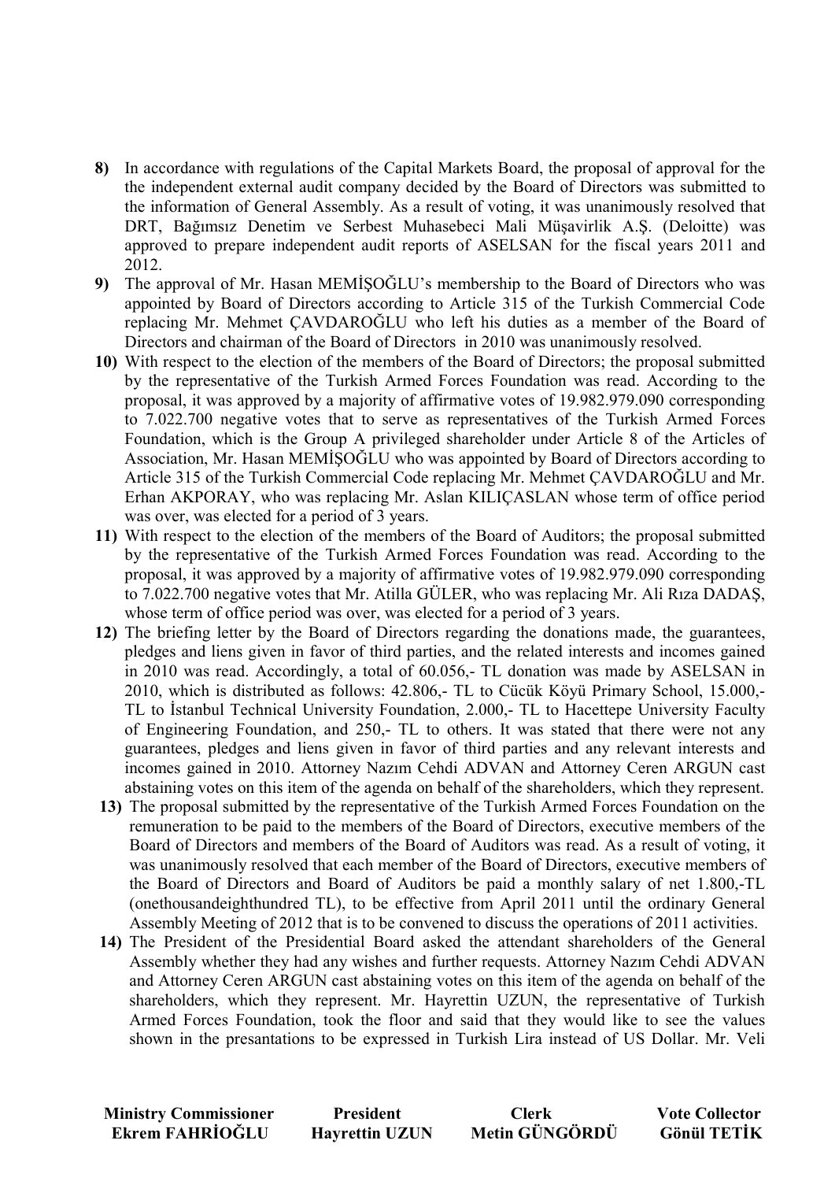8) In accordance with regulations of the Capital Markets Board, the proposal of approval for the the independent external audit company decided by the Board of Directors was submitted to the information of General Assembly. As a result of voting, it was unanimously resolved that DRT, Bağımsız Denetim ve Serbest Muhasebeci Mali Müşavirlik A.Ş. (Deloitte) was approved to prepare independent audit reports of ASELSAN for the fiscal years 2011 and 2012.

9) The approval of Mr. Hasan MEMİŞOĞLU's membership to the Board of Directors who was appointed by Board of Directors according to Article 315 of the Turkish Commercial Code replacing Mr. Mehmet ÇAVDAROĞLU who left his duties as a member of the Board of Directors and chairman of the Board of Directors in 2010 was unanimously resolved.

10) With respect to the election of the members of the Board of Directors; the proposal submitted by the representative of the Turkish Armed Forces Foundation was read. According to the proposal, it was approved by a majority of affirmative votes of 19.982.979.090 corresponding to 7.022.700 negative votes that to serve as representatives of the Turkish Armed Forces Foundation, which is the Group A privileged shareholder under Article 8 of the Articles of Association, Mr. Hasan MEMİŞOĞLU who was appointed by Board of Directors according to Article 315 of the Turkish Commercial Code replacing Mr. Mehmet ÇAVDAROĞLU and Mr. Erhan AKPORAY, who was replacing Mr. Aslan KILIÇASLAN whose term of office period was over, was elected for a period of 3 years.

11) With respect to the election of the members of the Board of Auditors; the proposal submitted by the representative of the Turkish Armed Forces Foundation was read. According to the proposal, it was approved by a majority of affirmative votes of 19.982.979.090 corresponding to 7.022.700 negative votes that Mr. Atilla GÜLER, who was replacing Mr. Ali Rıza DADAŞ, whose term of office period was over, was elected for a period of 3 years.

12) The briefing letter by the Board of Directors regarding the donations made, the guarantees, pledges and liens given in favor of third parties, and the related interests and incomes gained in 2010 was read. Accordingly, a total of 60.056,- TL donation was made by ASELSAN in 2010, which is distributed as follows: 42.806,- TL to Cücük Köyü Primary School, 15.000,- TL to İstanbul Technical University Foundation, 2.000,- TL to Hacettepe University Faculty of Engineering Foundation, and 250,- TL to others. It was stated that there were not any guarantees, pledges and liens given in favor of third parties and any relevant interests and incomes gained in 2010. Attorney Nazım Cehdi ADVAN and Attorney Ceren ARGUN cast abstaining votes on this item of the agenda on behalf of the shareholders, which they represent.

13) The proposal submitted by the representative of the Turkish Armed Forces Foundation on the remuneration to be paid to the members of the Board of Directors, executive members of the Board of Directors and members of the Board of Auditors was read. As a result of voting, it was unanimously resolved that each member of the Board of Directors, executive members of the Board of Directors and Board of Auditors be paid a monthly salary of net 1.800,-TL (onethousandeighthundred TL), to be effective from April 2011 until the ordinary General Assembly Meeting of 2012 that is to be convened to discuss the operations of 2011 activities.

14) The President of the Presidential Board asked the attendant shareholders of the General Assembly whether they had any wishes and further requests. Attorney Nazım Cehdi ADVAN and Attorney Ceren ARGUN cast abstaining votes on this item of the agenda on behalf of the shareholders, which they represent. Mr. Hayrettin UZUN, the representative of Turkish Armed Forces Foundation, took the floor and said that they would like to see the values shown in the presantations to be expressed in Turkish Lira instead of US Dollar. Mr. Veli

| Ministry Commissioner | President | Clerk | Vote Collector |
|---|---|---|---|
| **Ekrem FAHRİOĞLU** | **Hayrettin UZUN** | **Metin GÜNGÖRDÜ** | **Gönül TETİK** |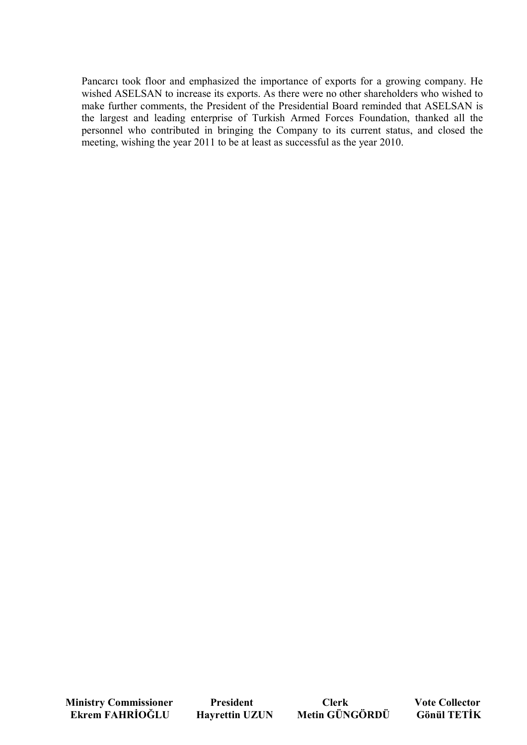Pancarcı took floor and emphasized the importance of exports for a growing company. He wished ASELSAN to increase its exports. As there were no other shareholders who wished to make further comments, the President of the Presidential Board reminded that ASELSAN is the largest and leading enterprise of Turkish Armed Forces Foundation, thanked all the personnel who contributed in bringing the Company to its current status, and closed the meeting, wishing the year 2011 to be at least as successful as the year 2010.

| Ministry Commissioner | President | Clerk | Vote Collector |
|---|---|---|---|
| **Ekrem FAHRİOĞLU** | **Hayrettin UZUN** | **Metin GÜNGÖRDÜ** | **Gönül TETİK** |